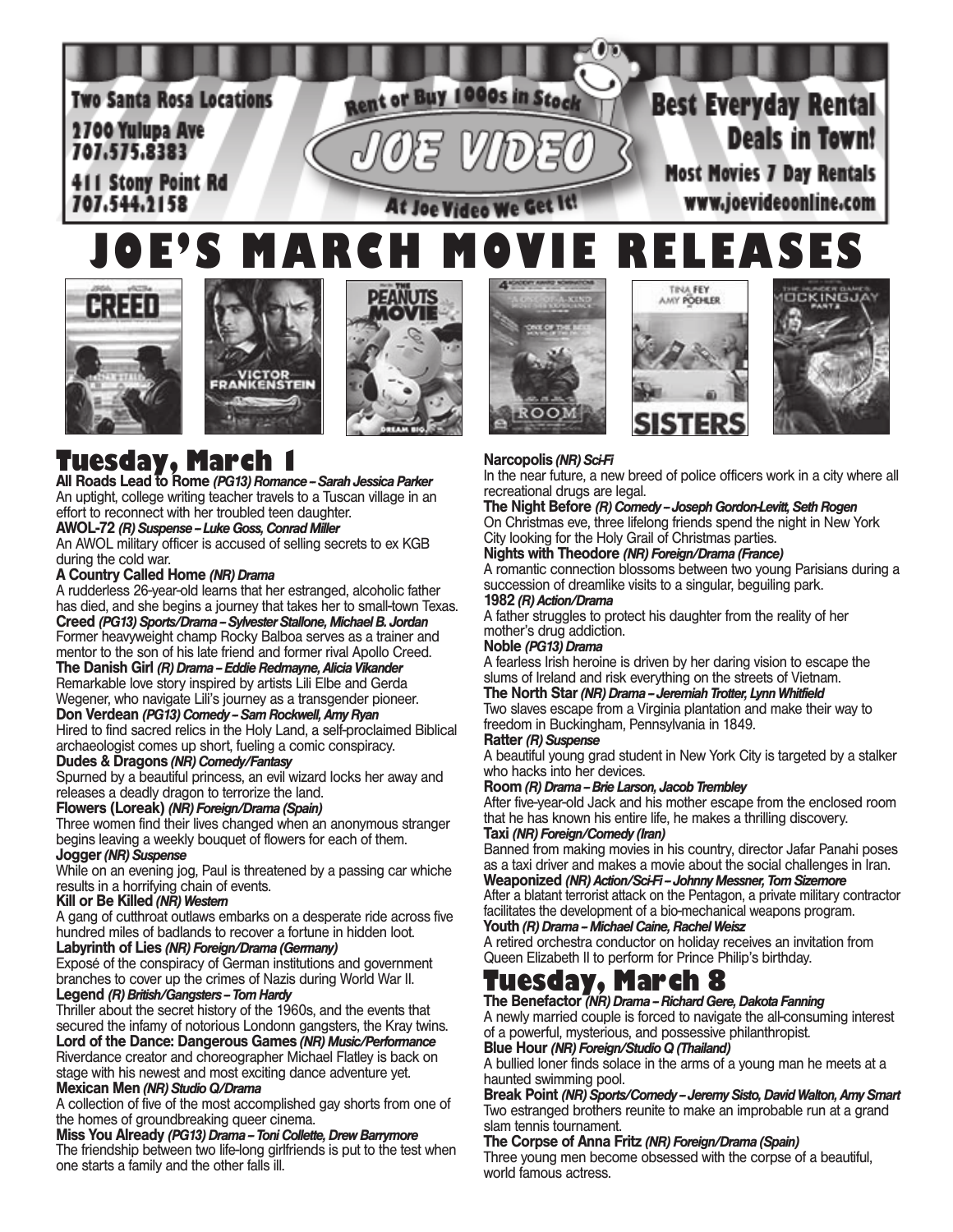Two Santa Rosa Locations

2700 Yulupa Ave
707.575.8383

411 Stony Point Rd
707.544.2158

Rent or Buy 1000s in Stock

JOE VIDEO

At Joe Video We Get It!

Best Everyday Rental Deals in Town!

Most Movies 7 Day Rentals

www.joevideoonline.com

# JOE'S MARCH MOVIE RELEASES

## Tuesday, March 1

**All Roads Lead to Rome** *(PG13) Romance – Sarah Jessica Parker*
An uptight, college writing teacher travels to a Tuscan village in an effort to reconnect with her troubled teen daughter.

**AWOL-72** *(R) Suspense – Luke Goss, Conrad Miller*
An AWOL military officer is accused of selling secrets to ex KGB during the cold war.

**A Country Called Home** *(NR) Drama*
A rudderless 26-year-old learns that her estranged, alcoholic father has died, and she begins a journey that takes her to small-town Texas.

**Creed** *(PG13) Sports/Drama – Sylvester Stallone, Michael B. Jordan*
Former heavyweight champ Rocky Balboa serves as a trainer and mentor to the son of his late friend and former rival Apollo Creed.

**The Danish Girl** *(R) Drama – Eddie Redmayne, Alicia Vikander*
Remarkable love story inspired by artists Lili Elbe and Gerda Wegener, who navigate Lili's journey as a transgender pioneer.

**Don Verdean** *(PG13) Comedy – Sam Rockwell, Amy Ryan*
Hired to find sacred relics in the Holy Land, a self-proclaimed Biblical archaeologist comes up short, fueling a comic conspiracy.

**Dudes & Dragons** *(NR) Comedy/Fantasy*
Spurned by a beautiful princess, an evil wizard locks her away and releases a deadly dragon to terrorize the land.

**Flowers (Loreak)** *(NR) Foreign/Drama (Spain)*
Three women find their lives changed when an anonymous stranger begins leaving a weekly bouquet of flowers for each of them.

**Jogger** *(NR) Suspense*
While on an evening jog, Paul is threatened by a passing car whiche results in a horrifying chain of events.

**Kill or Be Killed** *(NR) Western*
A gang of cutthroat outlaws embarks on a desperate ride across five hundred miles of badlands to recover a fortune in hidden loot.

**Labyrinth of Lies** *(NR) Foreign/Drama (Germany)*
Exposé of the conspiracy of German institutions and government branches to cover up the crimes of Nazis during World War II.

**Legend** *(R) British/Gangsters – Tom Hardy*
Thriller about the secret history of the 1960s, and the events that secured the infamy of notorious Londonn gangsters, the Kray twins.

**Lord of the Dance: Dangerous Games** *(NR) Music/Performance*
Riverdance creator and choreographer Michael Flatley is back on stage with his newest and most exciting dance adventure yet.

**Mexican Men** *(NR) Studio Q/Drama*
A collection of five of the most accomplished gay shorts from one of the homes of groundbreaking queer cinema.

**Miss You Already** *(PG13) Drama – Toni Collette, Drew Barrymore*
The friendship between two life-long girlfriends is put to the test when one starts a family and the other falls ill.

**Narcopolis** *(NR) Sci-Fi*
In the near future, a new breed of police officers work in a city where all recreational drugs are legal.

**The Night Before** *(R) Comedy – Joseph Gordon-Levitt, Seth Rogen*
On Christmas eve, three lifelong friends spend the night in New York City looking for the Holy Grail of Christmas parties.

**Nights with Theodore** *(NR) Foreign/Drama (France)*
A romantic connection blossoms between two young Parisians during a succession of dreamlike visits to a singular, beguiling park.

**1982** *(R) Action/Drama*
A father struggles to protect his daughter from the reality of her mother's drug addiction.

**Noble** *(PG13) Drama*
A fearless Irish heroine is driven by her daring vision to escape the slums of Ireland and risk everything on the streets of Vietnam.

**The North Star** *(NR) Drama – Jeremiah Trotter, Lynn Whitfield*
Two slaves escape from a Virginia plantation and make their way to freedom in Buckingham, Pennsylvania in 1849.

**Ratter** *(R) Suspense*
A beautiful young grad student in New York City is targeted by a stalker who hacks into her devices.

**Room** *(R) Drama – Brie Larson, Jacob Trembley*
After five-year-old Jack and his mother escape from the enclosed room that he has known his entire life, he makes a thrilling discovery.

**Taxi** *(NR) Foreign/Comedy (Iran)*
Banned from making movies in his country, director Jafar Panahi poses as a taxi driver and makes a movie about the social challenges in Iran.

**Weaponized** *(NR) Action/Sci-Fi – Johnny Messner, Tom Sizemore*
After a blatant terrorist attack on the Pentagon, a private military contractor facilitates the development of a bio-mechanical weapons program.

**Youth** *(R) Drama – Michael Caine, Rachel Weisz*
A retired orchestra conductor on holiday receives an invitation from Queen Elizabeth II to perform for Prince Philip's birthday.

## Tuesday, March 8

**The Benefactor** *(NR) Drama – Richard Gere, Dakota Fanning*
A newly married couple is forced to navigate the all-consuming interest of a powerful, mysterious, and possessive philanthropist.

**Blue Hour** *(NR) Foreign/Studio Q (Thailand)*
A bullied loner finds solace in the arms of a young man he meets at a haunted swimming pool.

**Break Point** *(NR) Sports/Comedy – Jeremy Sisto, David Walton, Amy Smart*
Two estranged brothers reunite to make an improbable run at a grand slam tennis tournament.

**The Corpse of Anna Fritz** *(NR) Foreign/Drama (Spain)*
Three young men become obsessed with the corpse of a beautiful, world famous actress.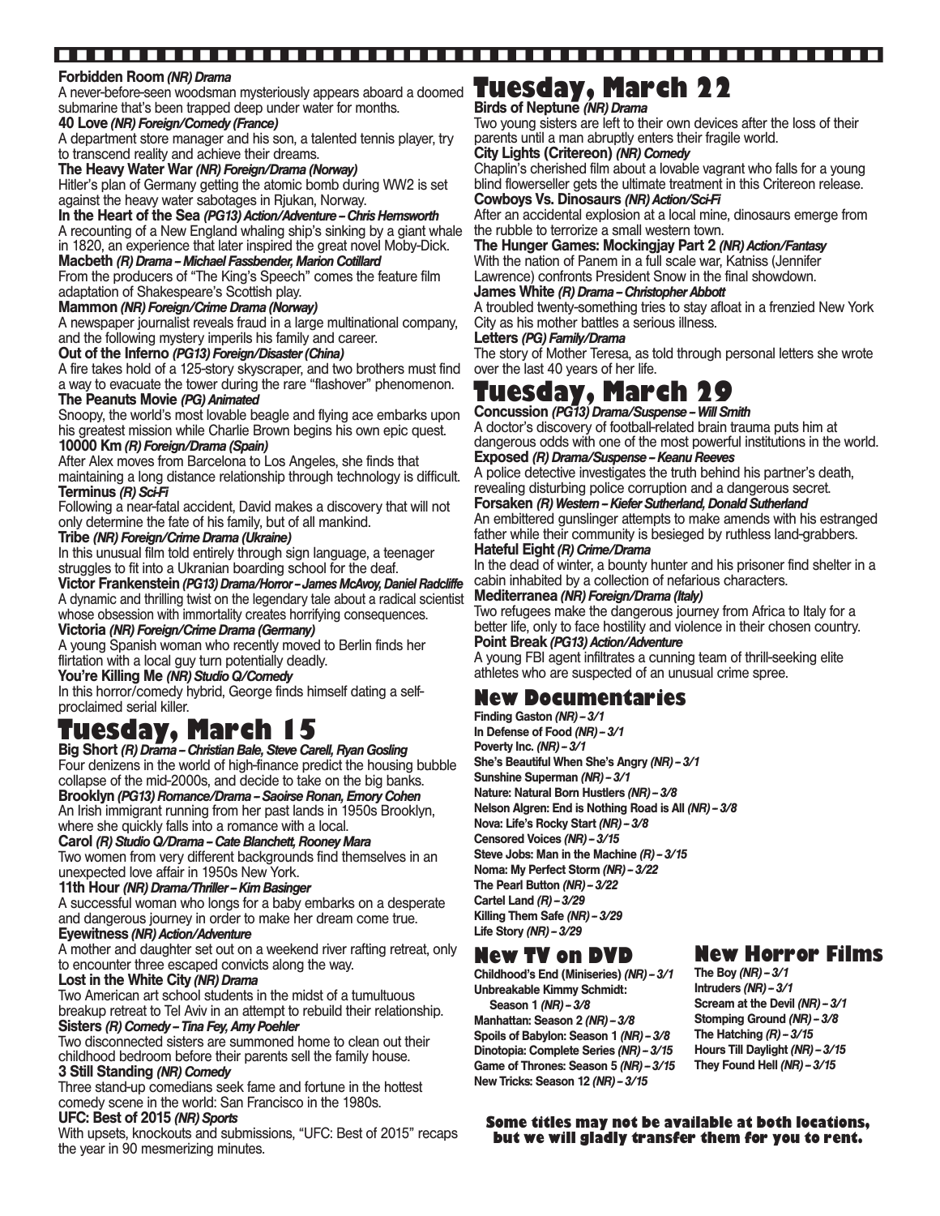**Forbidden Room** *(NR) Drama*
A never-before-seen woodsman mysteriously appears aboard a doomed submarine that's been trapped deep under water for months.

**40 Love** *(NR) Foreign/Comedy (France)*
A department store manager and his son, a talented tennis player, try to transcend reality and achieve their dreams.

**The Heavy Water War** *(NR) Foreign/Drama (Norway)*
Hitler's plan of Germany getting the atomic bomb during WW2 is set against the heavy water sabotages in Rjukan, Norway.

**In the Heart of the Sea** *(PG13) Action/Adventure – Chris Hemsworth*
A recounting of a New England whaling ship's sinking by a giant whale in 1820, an experience that later inspired the great novel Moby-Dick.

**Macbeth** *(R) Drama – Michael Fassbender, Marion Cotillard*
From the producers of "The King's Speech" comes the feature film adaptation of Shakespeare's Scottish play.

**Mammon** *(NR) Foreign/Crime Drama (Norway)*
A newspaper journalist reveals fraud in a large multinational company, and the following mystery imperils his family and career.

**Out of the Inferno** *(PG13) Foreign/Disaster (China)*
A fire takes hold of a 125-story skyscraper, and two brothers must find a way to evacuate the tower during the rare "flashover" phenomenon.

**The Peanuts Movie** *(PG) Animated*
Snoopy, the world's most lovable beagle and flying ace embarks upon his greatest mission while Charlie Brown begins his own epic quest.

**10000 Km** *(R) Foreign/Drama (Spain)*
After Alex moves from Barcelona to Los Angeles, she finds that maintaining a long distance relationship through technology is difficult.

**Terminus** *(R) Sci-Fi*
Following a near-fatal accident, David makes a discovery that will not only determine the fate of his family, but of all mankind.

**Tribe** *(NR) Foreign/Crime Drama (Ukraine)*
In this unusual film told entirely through sign language, a teenager struggles to fit into a Ukranian boarding school for the deaf.

**Victor Frankenstein** *(PG13) Drama/Horror – James McAvoy, Daniel Radcliffe*
A dynamic and thrilling twist on the legendary tale about a radical scientist whose obsession with immortality creates horrifying consequences.

**Victoria** *(NR) Foreign/Crime Drama (Germany)*
A young Spanish woman who recently moved to Berlin finds her flirtation with a local guy turn potentially deadly.

**You're Killing Me** *(NR) Studio Q/Comedy*
In this horror/comedy hybrid, George finds himself dating a self-proclaimed serial killer.

# Tuesday, March 15

**Big Short** *(R) Drama – Christian Bale, Steve Carell, Ryan Gosling*
Four denizens in the world of high-finance predict the housing bubble collapse of the mid-2000s, and decide to take on the big banks.

**Brooklyn** *(PG13) Romance/Drama – Saoirse Ronan, Emory Cohen*
An Irish immigrant running from her past lands in 1950s Brooklyn, where she quickly falls into a romance with a local.

**Carol** *(R) Studio Q/Drama – Cate Blanchett, Rooney Mara*
Two women from very different backgrounds find themselves in an unexpected love affair in 1950s New York.

**11th Hour** *(NR) Drama/Thriller – Kim Basinger*
A successful woman who longs for a baby embarks on a desperate and dangerous journey in order to make her dream come true.

**Eyewitness** *(NR) Action/Adventure*
A mother and daughter set out on a weekend river rafting retreat, only to encounter three escaped convicts along the way.

**Lost in the White City** *(NR) Drama*
Two American art school students in the midst of a tumultuous breakup retreat to Tel Aviv in an attempt to rebuild their relationship.

**Sisters** *(R) Comedy – Tina Fey, Amy Poehler*
Two disconnected sisters are summoned home to clean out their childhood bedroom before their parents sell the family house.

**3 Still Standing** *(NR) Comedy*
Three stand-up comedians seek fame and fortune in the hottest comedy scene in the world: San Francisco in the 1980s.

**UFC: Best of 2015** *(NR) Sports*
With upsets, knockouts and submissions, "UFC: Best of 2015" recaps the year in 90 mesmerizing minutes.

# Tuesday, March 22

**Birds of Neptune** *(NR) Drama*
Two young sisters are left to their own devices after the loss of their parents until a man abruptly enters their fragile world.

**City Lights (Critereon)** *(NR) Comedy*
Chaplin's cherished film about a lovable vagrant who falls for a young blind flowerseller gets the ultimate treatment in this Critereon release.

**Cowboys Vs. Dinosaurs** *(NR) Action/Sci-Fi*
After an accidental explosion at a local mine, dinosaurs emerge from the rubble to terrorize a small western town.

**The Hunger Games: Mockingjay Part 2** *(NR) Action/Fantasy*
With the nation of Panem in a full scale war, Katniss (Jennifer Lawrence) confronts President Snow in the final showdown.

**James White** *(R) Drama – Christopher Abbott*
A troubled twenty-something tries to stay afloat in a frenzied New York City as his mother battles a serious illness.

**Letters** *(PG) Family/Drama*
The story of Mother Teresa, as told through personal letters she wrote over the last 40 years of her life.

# Tuesday, March 29

**Concussion** *(PG13) Drama/Suspense – Will Smith*
A doctor's discovery of football-related brain trauma puts him at dangerous odds with one of the most powerful institutions in the world.

**Exposed** *(R) Drama/Suspense – Keanu Reeves*
A police detective investigates the truth behind his partner's death, revealing disturbing police corruption and a dangerous secret.

**Forsaken** *(R) Western – Kiefer Sutherland, Donald Sutherland*
An embittered gunslinger attempts to make amends with his estranged father while their community is besieged by ruthless land-grabbers.

**Hateful Eight** *(R) Crime/Drama*
In the dead of winter, a bounty hunter and his prisoner find shelter in a cabin inhabited by a collection of nefarious characters.

**Mediterranea** *(NR) Foreign/Drama (Italy)*
Two refugees make the dangerous journey from Africa to Italy for a better life, only to face hostility and violence in their chosen country.

**Point Break** *(PG13) Action/Adventure*
A young FBI agent infiltrates a cunning team of thrill-seeking elite athletes who are suspected of an unusual crime spree.

## New Documentaries

**Finding Gaston** *(NR) – 3/1*
**In Defense of Food** *(NR) – 3/1*
**Poverty Inc.** *(NR) – 3/1*
**She's Beautiful When She's Angry** *(NR) – 3/1*
**Sunshine Superman** *(NR) – 3/1*
**Nature: Natural Born Hustlers** *(NR) – 3/8*
**Nelson Algren: End is Nothing Road is All** *(NR) – 3/8*
**Nova: Life's Rocky Start** *(NR) – 3/8*
**Censored Voices** *(NR) – 3/15*
**Steve Jobs: Man in the Machine** *(R) – 3/15*
**Noma: My Perfect Storm** *(NR) – 3/22*
**The Pearl Button** *(NR) – 3/22*
**Cartel Land** *(R) – 3/29*
**Killing Them Safe** *(NR) – 3/29*
**Life Story** *(NR) – 3/29*

## New TV on DVD

**Childhood's End (Miniseries)** *(NR) – 3/1*
**Unbreakable Kimmy Schmidt: Season 1** *(NR) – 3/8*
**Manhattan: Season 2** *(NR) – 3/8*
**Spoils of Babylon: Season 1** *(NR) – 3/8*
**Dinotopia: Complete Series** *(NR) – 3/15*
**Game of Thrones: Season 5** *(NR) – 3/15*
**New Tricks: Season 12** *(NR) – 3/15*

## New Horror Films

**The Boy** *(NR) – 3/1*
**Intruders** *(NR) – 3/1*
**Scream at the Devil** *(NR) – 3/1*
**Stomping Ground** *(NR) – 3/8*
**The Hatching** *(R) – 3/15*
**Hours Till Daylight** *(NR) – 3/15*
**They Found Hell** *(NR) – 3/15*

**Some titles may not be available at both locations, but we will gladly transfer them for you to rent.**